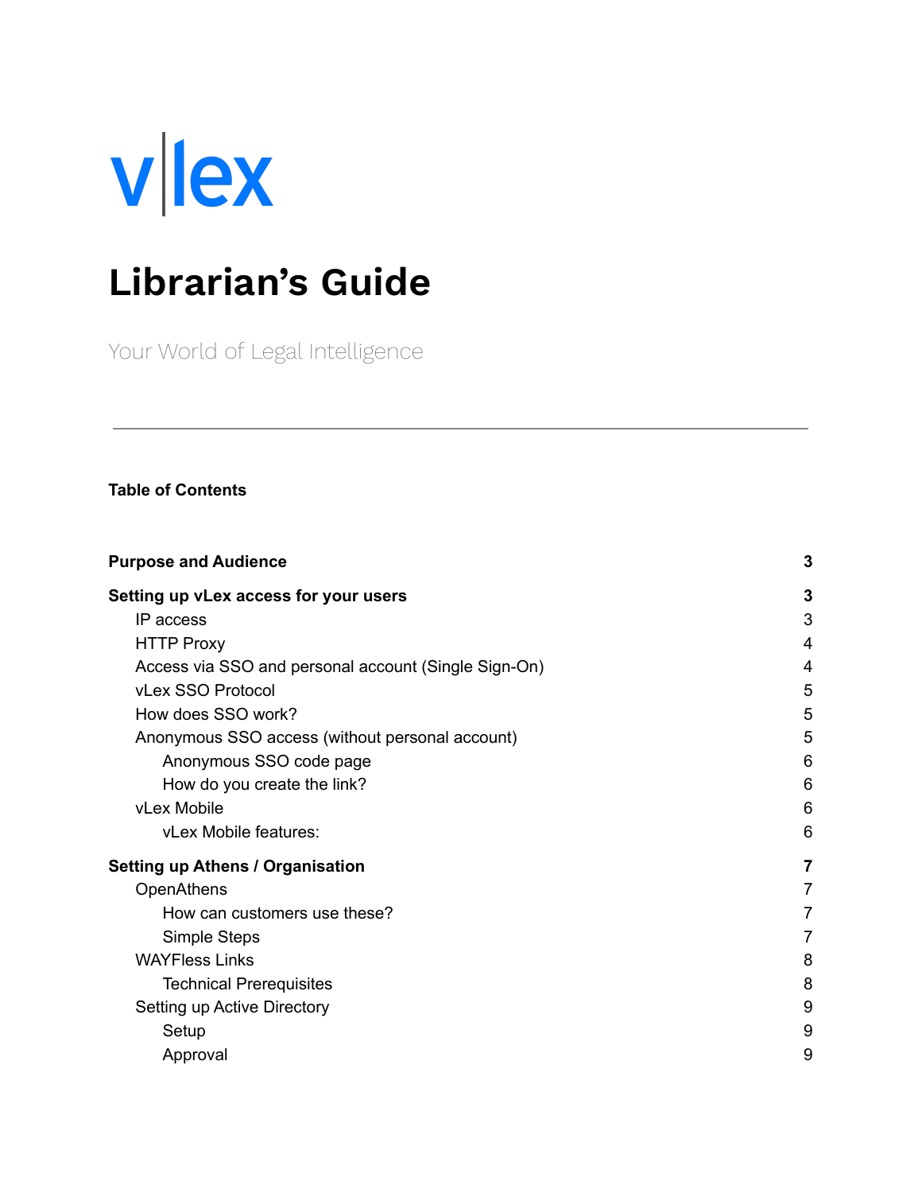vlex

# Librarian's Guide

Your World of Legal Intelligence

---

**Table of Contents**

| | |
|---|---|
| **Purpose and Audience** | **3** |
| **Setting up vLex access for your users** | **3** |
| IP access | 3 |
| HTTP Proxy | 4 |
| Access via SSO and personal account (Single Sign-On) | 4 |
| vLex SSO Protocol | 5 |
| How does SSO work? | 5 |
| Anonymous SSO access (without personal account) | 5 |
| Anonymous SSO code page | 6 |
| How do you create the link? | 6 |
| vLex Mobile | 6 |
| vLex Mobile features: | 6 |
| **Setting up Athens / Organisation** | **7** |
| OpenAthens | 7 |
| How can customers use these? | 7 |
| Simple Steps | 7 |
| WAYFless Links | 8 |
| Technical Prerequisites | 8 |
| Setting up Active Directory | 9 |
| Setup | 9 |
| Approval | 9 |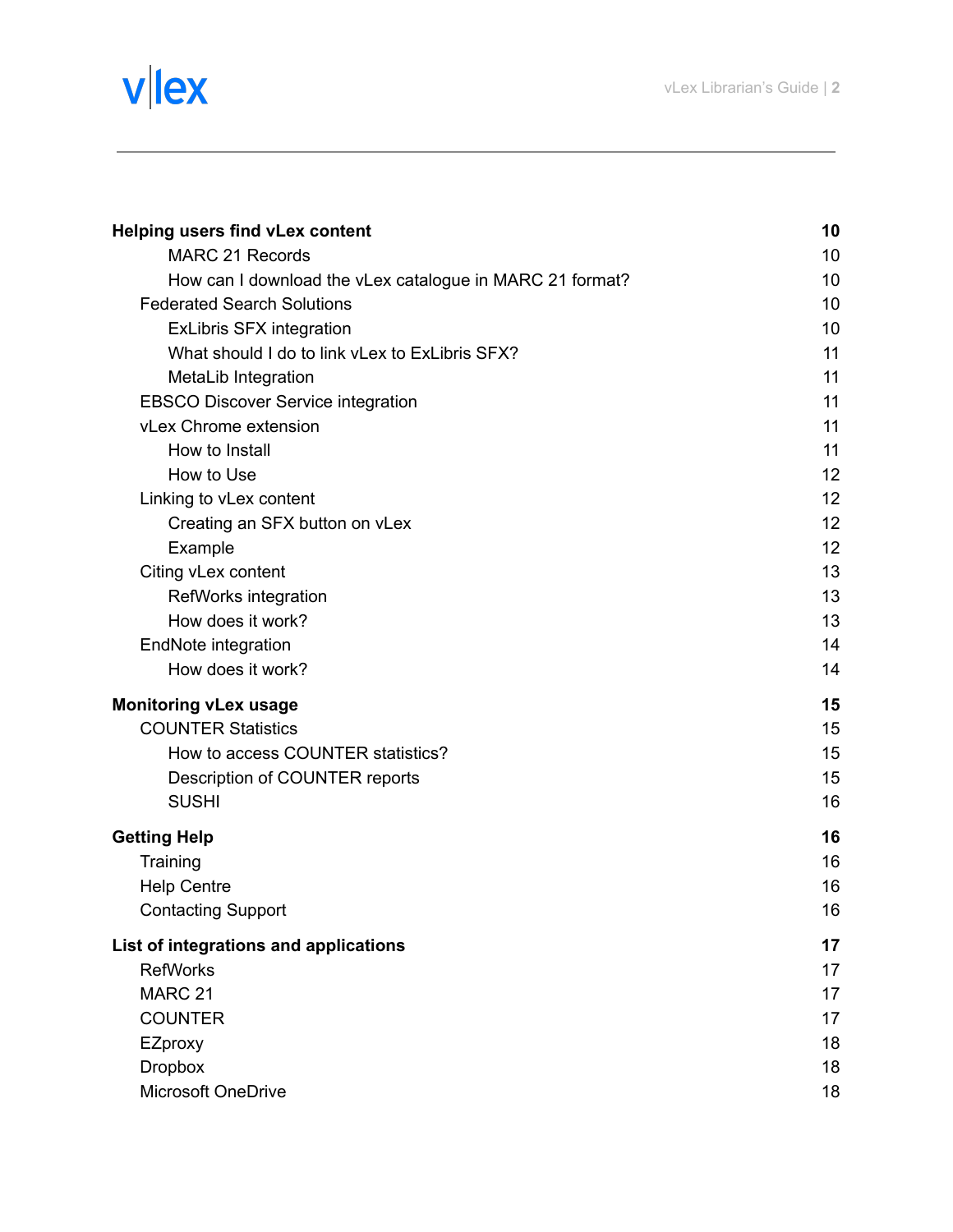| | |
|---|---|
| **Helping users find vLex content** | **10** |
| &nbsp;&nbsp;&nbsp;&nbsp;MARC 21 Records | 10 |
| &nbsp;&nbsp;&nbsp;&nbsp;How can I download the vLex catalogue in MARC 21 format? | 10 |
| &nbsp;&nbsp;Federated Search Solutions | 10 |
| &nbsp;&nbsp;&nbsp;&nbsp;ExLibris SFX integration | 10 |
| &nbsp;&nbsp;&nbsp;&nbsp;What should I do to link vLex to ExLibris SFX? | 11 |
| &nbsp;&nbsp;&nbsp;&nbsp;MetaLib Integration | 11 |
| &nbsp;&nbsp;EBSCO Discover Service integration | 11 |
| &nbsp;&nbsp;vLex Chrome extension | 11 |
| &nbsp;&nbsp;&nbsp;&nbsp;How to Install | 11 |
| &nbsp;&nbsp;&nbsp;&nbsp;How to Use | 12 |
| &nbsp;&nbsp;Linking to vLex content | 12 |
| &nbsp;&nbsp;&nbsp;&nbsp;Creating an SFX button on vLex | 12 |
| &nbsp;&nbsp;&nbsp;&nbsp;Example | 12 |
| &nbsp;&nbsp;Citing vLex content | 13 |
| &nbsp;&nbsp;&nbsp;&nbsp;RefWorks integration | 13 |
| &nbsp;&nbsp;&nbsp;&nbsp;How does it work? | 13 |
| &nbsp;&nbsp;EndNote integration | 14 |
| &nbsp;&nbsp;&nbsp;&nbsp;How does it work? | 14 |
| **Monitoring vLex usage** | **15** |
| &nbsp;&nbsp;COUNTER Statistics | 15 |
| &nbsp;&nbsp;&nbsp;&nbsp;How to access COUNTER statistics? | 15 |
| &nbsp;&nbsp;&nbsp;&nbsp;Description of COUNTER reports | 15 |
| &nbsp;&nbsp;&nbsp;&nbsp;SUSHI | 16 |
| **Getting Help** | **16** |
| &nbsp;&nbsp;Training | 16 |
| &nbsp;&nbsp;Help Centre | 16 |
| &nbsp;&nbsp;Contacting Support | 16 |
| **List of integrations and applications** | **17** |
| &nbsp;&nbsp;RefWorks | 17 |
| &nbsp;&nbsp;MARC 21 | 17 |
| &nbsp;&nbsp;COUNTER | 17 |
| &nbsp;&nbsp;EZproxy | 18 |
| &nbsp;&nbsp;Dropbox | 18 |
| &nbsp;&nbsp;Microsoft OneDrive | 18 |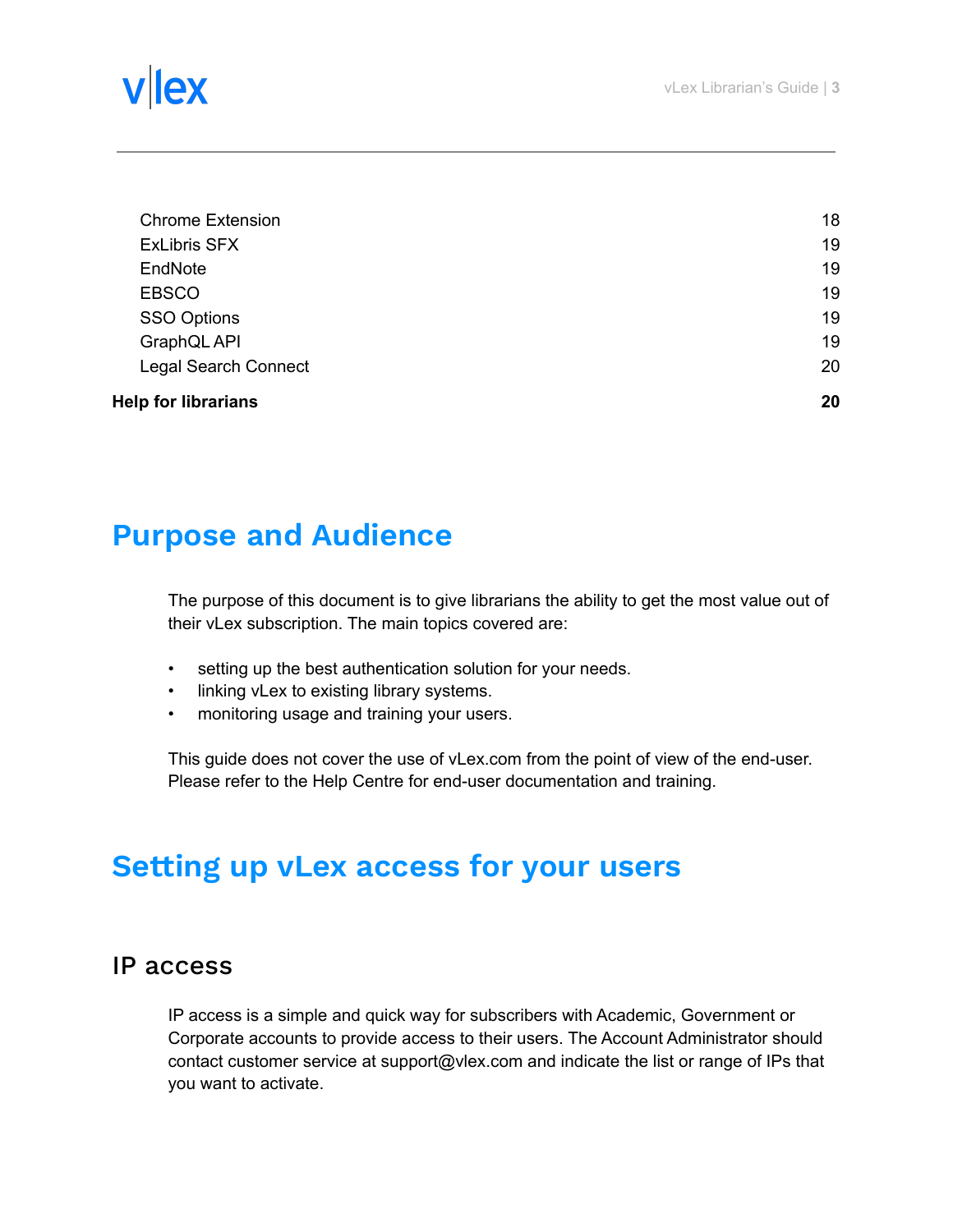| | |
|---|---|
| Chrome Extension | 18 |
| ExLibris SFX | 19 |
| EndNote | 19 |
| EBSCO | 19 |
| SSO Options | 19 |
| GraphQL API | 19 |
| Legal Search Connect | 20 |
| **Help for librarians** | **20** |

# Purpose and Audience

The purpose of this document is to give librarians the ability to get the most value out of their vLex subscription. The main topics covered are:

- setting up the best authentication solution for your needs.
- linking vLex to existing library systems.
- monitoring usage and training your users.

This guide does not cover the use of vLex.com from the point of view of the end-user. Please refer to the Help Centre for end-user documentation and training.

# Setting up vLex access for your users

## IP access

IP access is a simple and quick way for subscribers with Academic, Government or Corporate accounts to provide access to their users. The Account Administrator should contact customer service at support@vlex.com and indicate the list or range of IPs that you want to activate.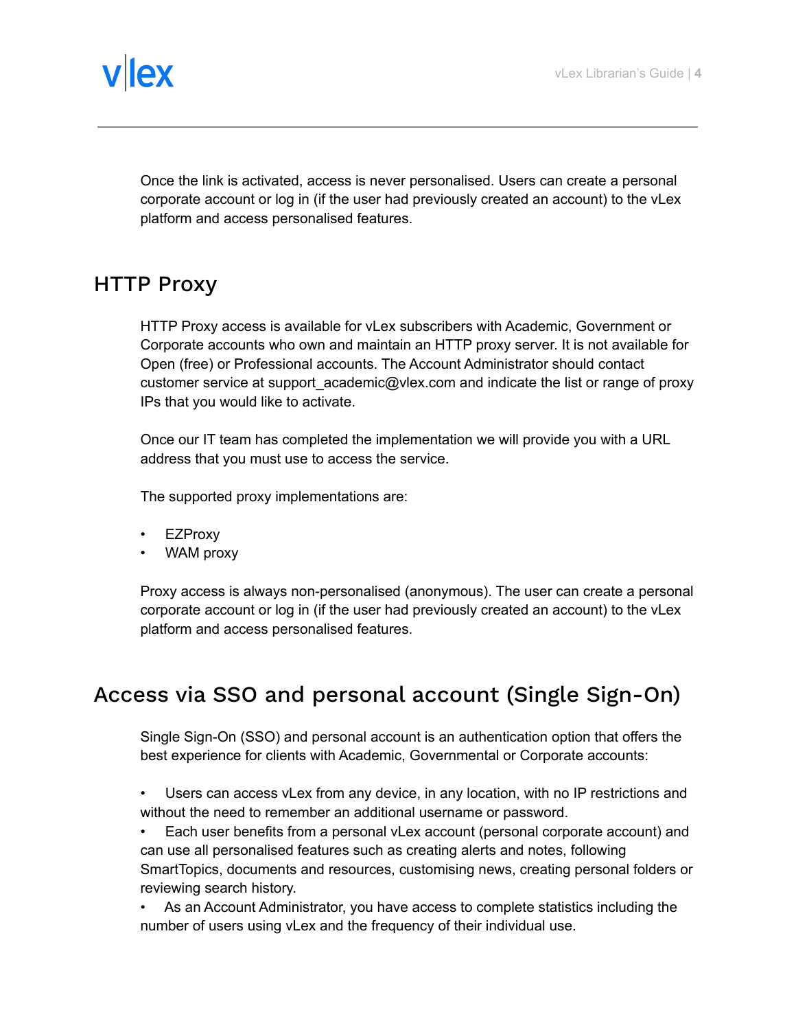Once the link is activated, access is never personalised. Users can create a personal corporate account or log in (if the user had previously created an account) to the vLex platform and access personalised features.

## HTTP Proxy

HTTP Proxy access is available for vLex subscribers with Academic, Government or Corporate accounts who own and maintain an HTTP proxy server. It is not available for Open (free) or Professional accounts. The Account Administrator should contact customer service at support_academic@vlex.com and indicate the list or range of proxy IPs that you would like to activate.

Once our IT team has completed the implementation we will provide you with a URL address that you must use to access the service.

The supported proxy implementations are:

- EZProxy
- WAM proxy

Proxy access is always non-personalised (anonymous). The user can create a personal corporate account or log in (if the user had previously created an account) to the vLex platform and access personalised features.

## Access via SSO and personal account (Single Sign-On)

Single Sign-On (SSO) and personal account is an authentication option that offers the best experience for clients with Academic, Governmental or Corporate accounts:

- Users can access vLex from any device, in any location, with no IP restrictions and without the need to remember an additional username or password.
- Each user benefits from a personal vLex account (personal corporate account) and can use all personalised features such as creating alerts and notes, following SmartTopics, documents and resources, customising news, creating personal folders or reviewing search history.
- As an Account Administrator, you have access to complete statistics including the number of users using vLex and the frequency of their individual use.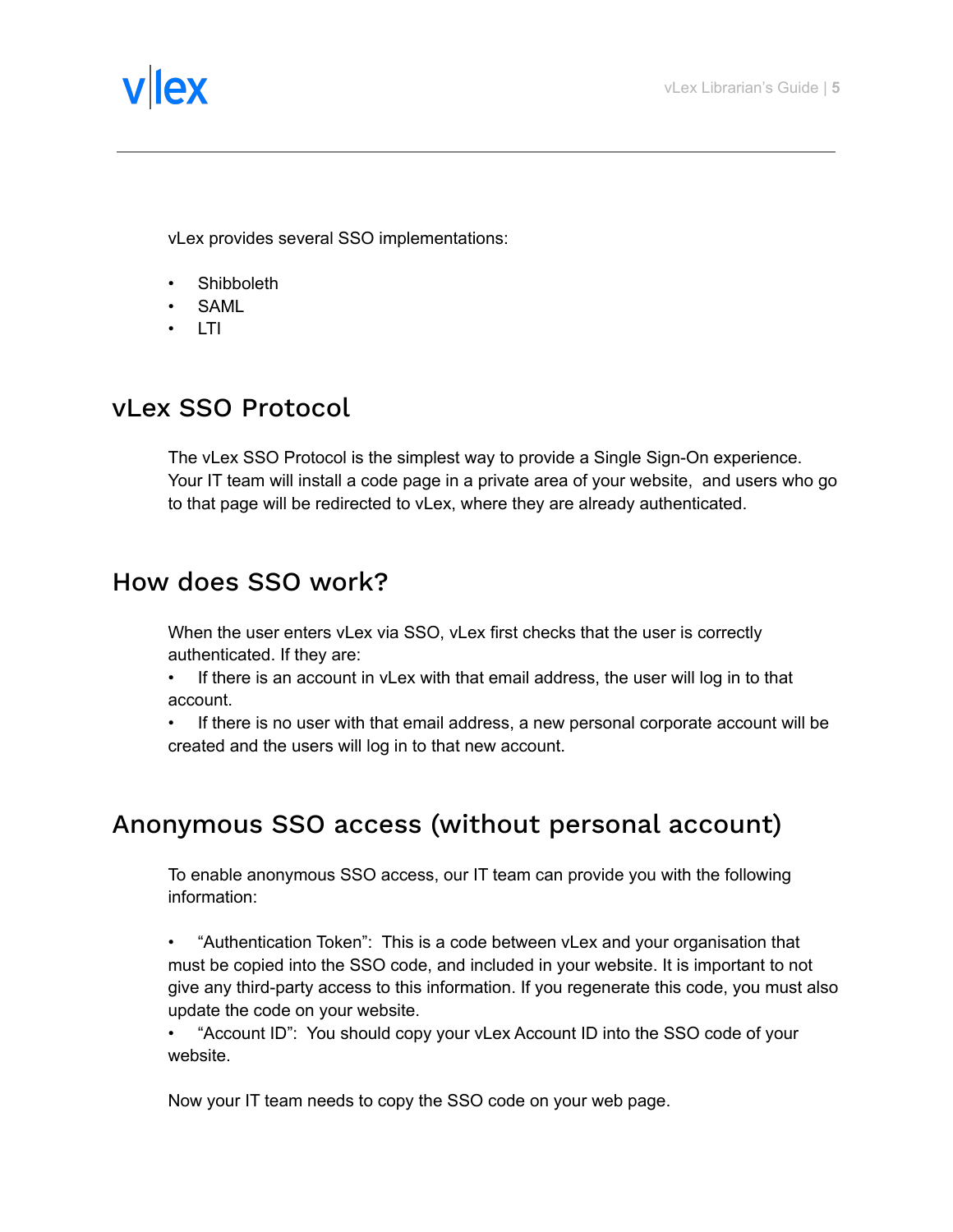vLex provides several SSO implementations:

- Shibboleth
- SAML
- LTI

## vLex SSO Protocol

The vLex SSO Protocol is the simplest way to provide a Single Sign-On experience. Your IT team will install a code page in a private area of your website, and users who go to that page will be redirected to vLex, where they are already authenticated.

## How does SSO work?

When the user enters vLex via SSO, vLex first checks that the user is correctly authenticated. If they are:

- If there is an account in vLex with that email address, the user will log in to that account.
- If there is no user with that email address, a new personal corporate account will be created and the users will log in to that new account.

## Anonymous SSO access (without personal account)

To enable anonymous SSO access, our IT team can provide you with the following information:

- "Authentication Token": This is a code between vLex and your organisation that must be copied into the SSO code, and included in your website. It is important to not give any third-party access to this information. If you regenerate this code, you must also update the code on your website.
- "Account ID": You should copy your vLex Account ID into the SSO code of your website.

Now your IT team needs to copy the SSO code on your web page.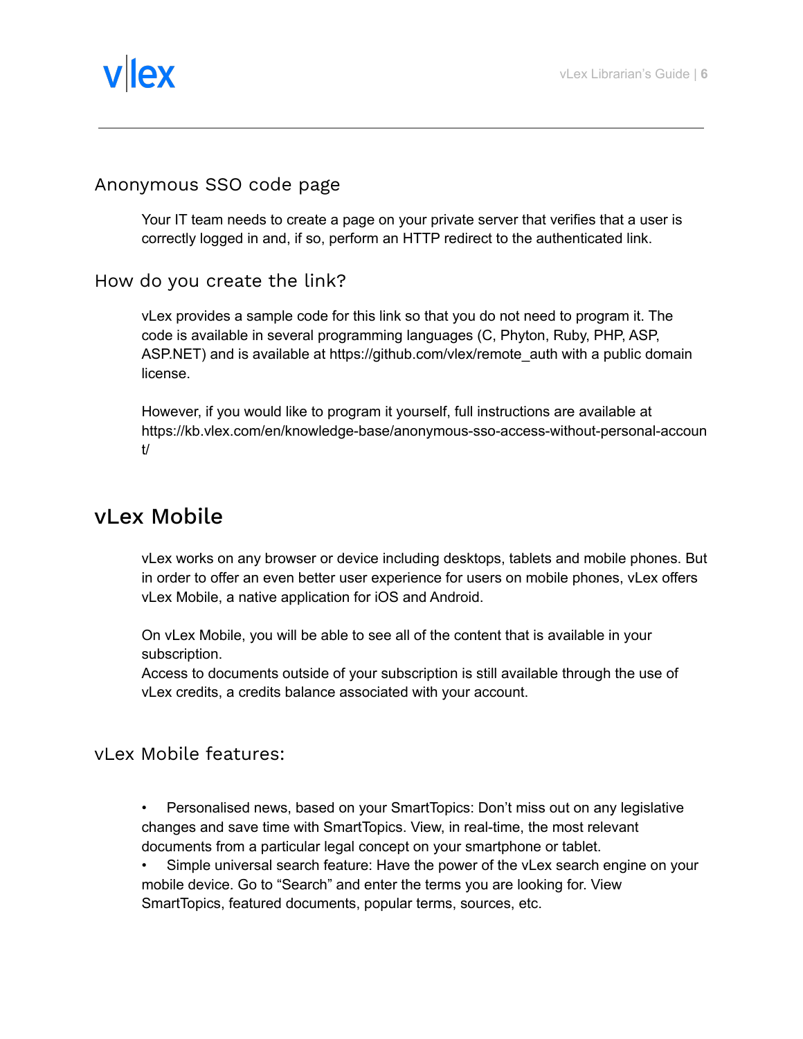### Anonymous SSO code page

Your IT team needs to create a page on your private server that verifies that a user is correctly logged in and, if so, perform an HTTP redirect to the authenticated link.

### How do you create the link?

vLex provides a sample code for this link so that you do not need to program it. The code is available in several programming languages (C, Phyton, Ruby, PHP, ASP, ASP.NET) and is available at https://github.com/vlex/remote_auth with a public domain license.

However, if you would like to program it yourself, full instructions are available at https://kb.vlex.com/en/knowledge-base/anonymous-sso-access-without-personal-account/

## vLex Mobile

vLex works on any browser or device including desktops, tablets and mobile phones. But in order to offer an even better user experience for users on mobile phones, vLex offers vLex Mobile, a native application for iOS and Android.

On vLex Mobile, you will be able to see all of the content that is available in your subscription.
Access to documents outside of your subscription is still available through the use of vLex credits, a credits balance associated with your account.

### vLex Mobile features:

- Personalised news, based on your SmartTopics: Don't miss out on any legislative changes and save time with SmartTopics. View, in real-time, the most relevant documents from a particular legal concept on your smartphone or tablet.
- Simple universal search feature: Have the power of the vLex search engine on your mobile device. Go to "Search" and enter the terms you are looking for. View SmartTopics, featured documents, popular terms, sources, etc.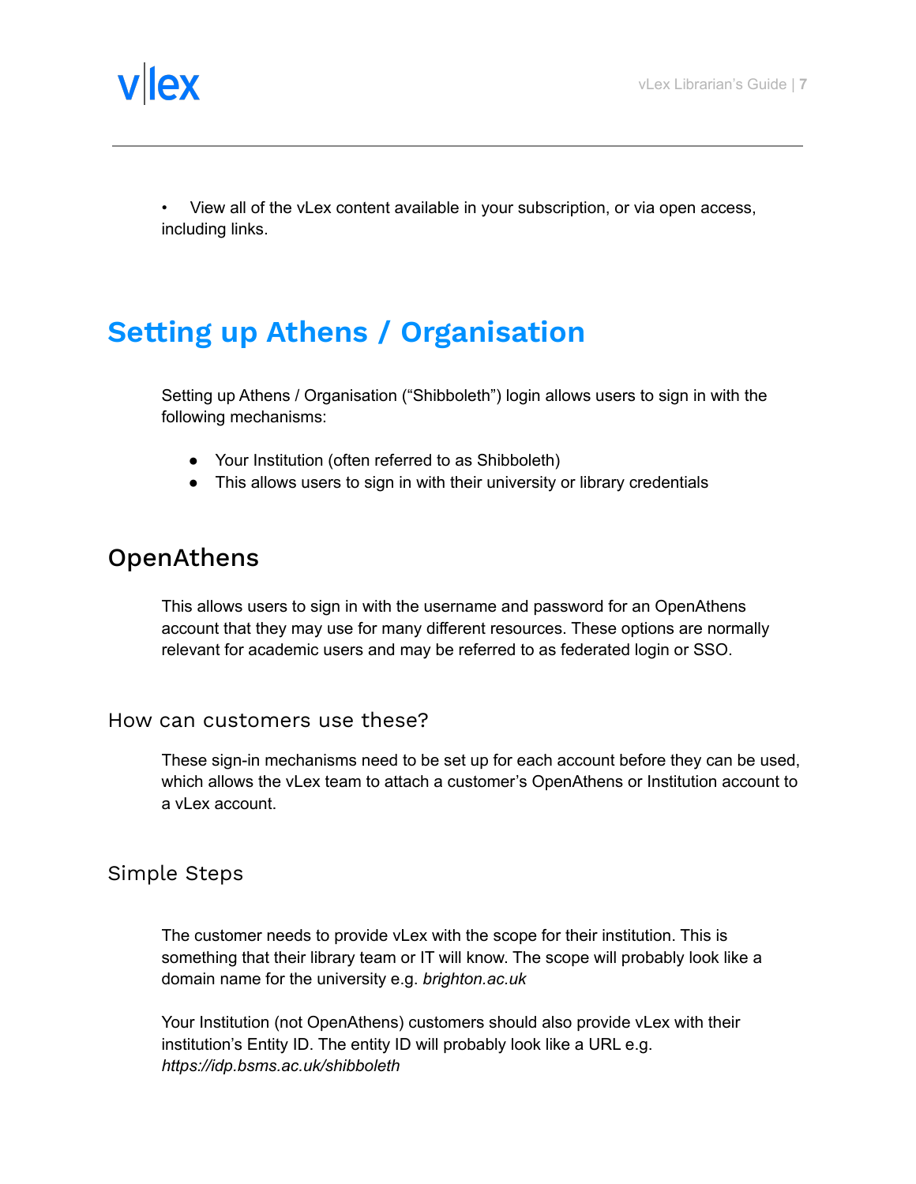- View all of the vLex content available in your subscription, or via open access, including links.

# Setting up Athens / Organisation

Setting up Athens / Organisation ("Shibboleth") login allows users to sign in with the following mechanisms:

- Your Institution (often referred to as Shibboleth)
- This allows users to sign in with their university or library credentials

## OpenAthens

This allows users to sign in with the username and password for an OpenAthens account that they may use for many different resources. These options are normally relevant for academic users and may be referred to as federated login or SSO.

### How can customers use these?

These sign-in mechanisms need to be set up for each account before they can be used, which allows the vLex team to attach a customer's OpenAthens or Institution account to a vLex account.

### Simple Steps

The customer needs to provide vLex with the scope for their institution. This is something that their library team or IT will know. The scope will probably look like a domain name for the university e.g. *brighton.ac.uk*

Your Institution (not OpenAthens) customers should also provide vLex with their institution's Entity ID. The entity ID will probably look like a URL e.g. *https://idp.bsms.ac.uk/shibboleth*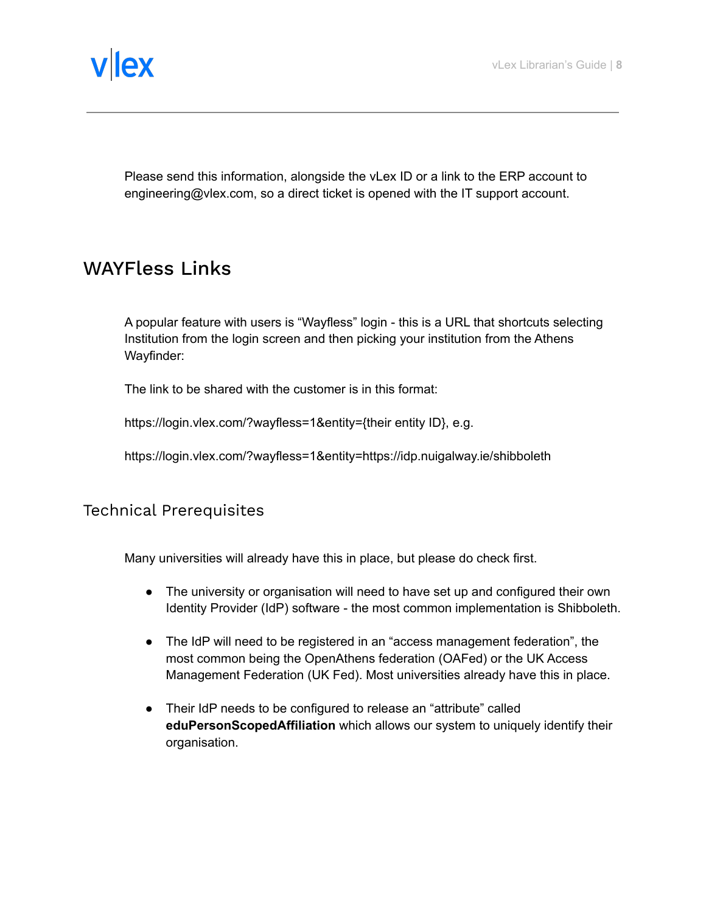Please send this information, alongside the vLex ID or a link to the ERP account to engineering@vlex.com, so a direct ticket is opened with the IT support account.

## WAYFless Links

A popular feature with users is "Wayfless" login - this is a URL that shortcuts selecting Institution from the login screen and then picking your institution from the Athens Wayfinder:

The link to be shared with the customer is in this format:

https://login.vlex.com/?wayfless=1&entity={their entity ID}, e.g.

https://login.vlex.com/?wayfless=1&entity=https://idp.nuigalway.ie/shibboleth

### Technical Prerequisites

Many universities will already have this in place, but please do check first.

- The university or organisation will need to have set up and configured their own Identity Provider (IdP) software - the most common implementation is Shibboleth.
- The IdP will need to be registered in an "access management federation", the most common being the OpenAthens federation (OAFed) or the UK Access Management Federation (UK Fed). Most universities already have this in place.
- Their IdP needs to be configured to release an "attribute" called **eduPersonScopedAffiliation** which allows our system to uniquely identify their organisation.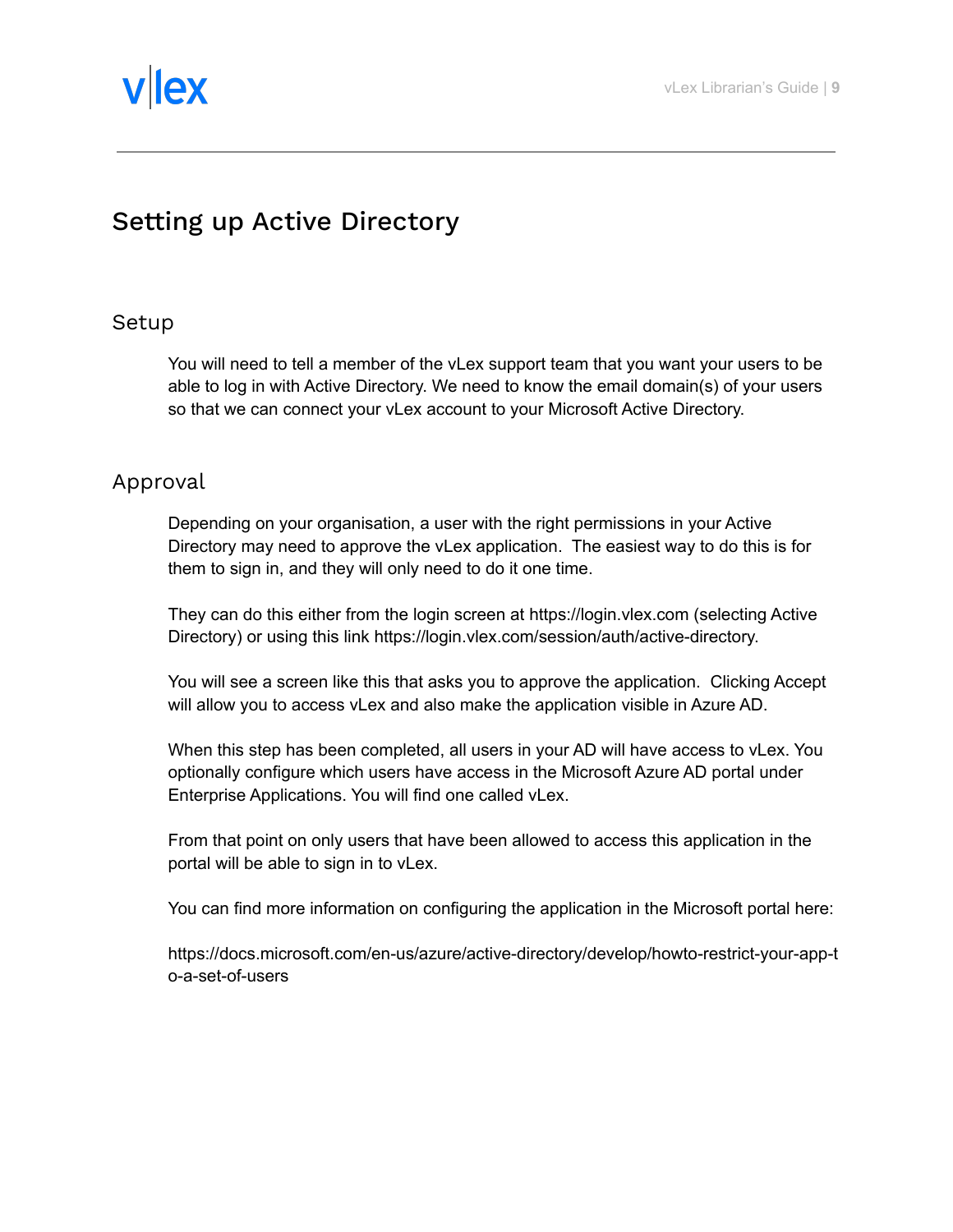# Setting up Active Directory

## Setup

You will need to tell a member of the vLex support team that you want your users to be able to log in with Active Directory. We need to know the email domain(s) of your users so that we can connect your vLex account to your Microsoft Active Directory.

## Approval

Depending on your organisation, a user with the right permissions in your Active Directory may need to approve the vLex application. The easiest way to do this is for them to sign in, and they will only need to do it one time.

They can do this either from the login screen at https://login.vlex.com (selecting Active Directory) or using this link https://login.vlex.com/session/auth/active-directory.

You will see a screen like this that asks you to approve the application. Clicking Accept will allow you to access vLex and also make the application visible in Azure AD.

When this step has been completed, all users in your AD will have access to vLex. You optionally configure which users have access in the Microsoft Azure AD portal under Enterprise Applications. You will find one called vLex.

From that point on only users that have been allowed to access this application in the portal will be able to sign in to vLex.

You can find more information on configuring the application in the Microsoft portal here:

https://docs.microsoft.com/en-us/azure/active-directory/develop/howto-restrict-your-app-to-a-set-of-users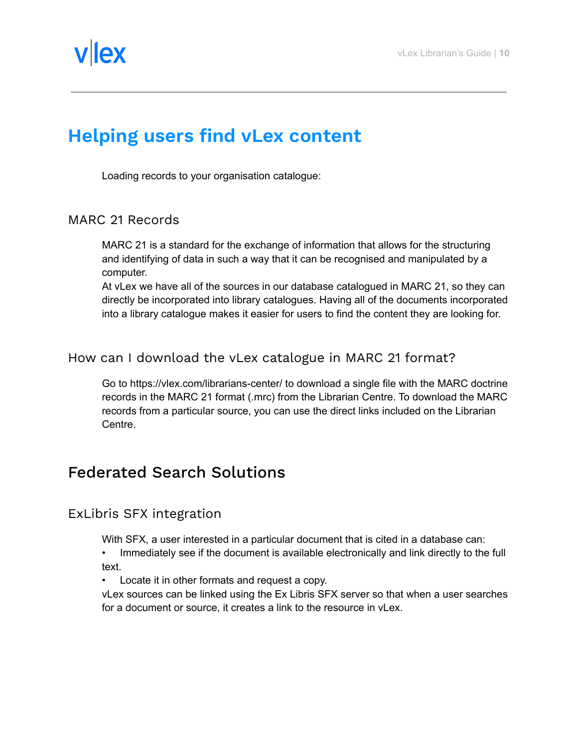# Helping users find vLex content

Loading records to your organisation catalogue:

### MARC 21 Records

MARC 21 is a standard for the exchange of information that allows for the structuring and identifying of data in such a way that it can be recognised and manipulated by a computer.
At vLex we have all of the sources in our database catalogued in MARC 21, so they can directly be incorporated into library catalogues. Having all of the documents incorporated into a library catalogue makes it easier for users to find the content they are looking for.

### How can I download the vLex catalogue in MARC 21 format?

Go to https://vlex.com/librarians-center/ to download a single file with the MARC doctrine records in the MARC 21 format (.mrc) from the Librarian Centre. To download the MARC records from a particular source, you can use the direct links included on the Librarian Centre.

## Federated Search Solutions

### ExLibris SFX integration

With SFX, a user interested in a particular document that is cited in a database can:

- Immediately see if the document is available electronically and link directly to the full text.
- Locate it in other formats and request a copy.

vLex sources can be linked using the Ex Libris SFX server so that when a user searches for a document or source, it creates a link to the resource in vLex.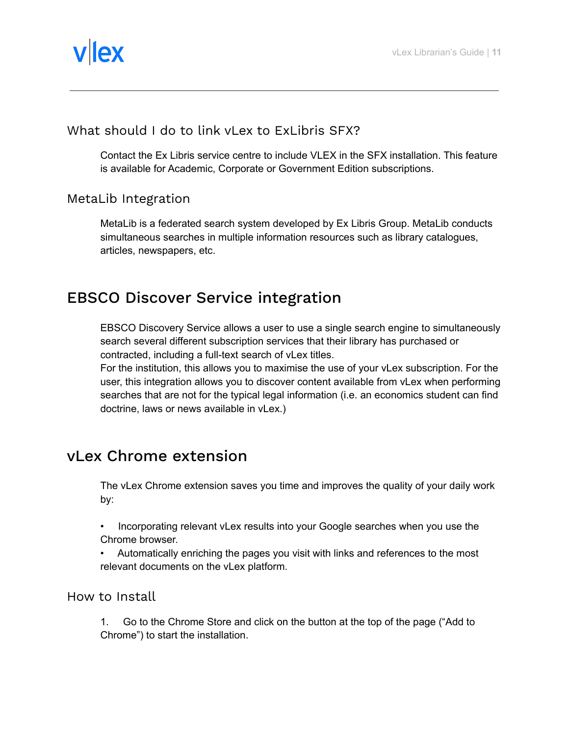### What should I do to link vLex to ExLibris SFX?

Contact the Ex Libris service centre to include VLEX in the SFX installation. This feature is available for Academic, Corporate or Government Edition subscriptions.

### MetaLib Integration

MetaLib is a federated search system developed by Ex Libris Group. MetaLib conducts simultaneous searches in multiple information resources such as library catalogues, articles, newspapers, etc.

## EBSCO Discover Service integration

EBSCO Discovery Service allows a user to use a single search engine to simultaneously search several different subscription services that their library has purchased or contracted, including a full-text search of vLex titles.
For the institution, this allows you to maximise the use of your vLex subscription. For the user, this integration allows you to discover content available from vLex when performing searches that are not for the typical legal information (i.e. an economics student can find doctrine, laws or news available in vLex.)

## vLex Chrome extension

The vLex Chrome extension saves you time and improves the quality of your daily work by:

- Incorporating relevant vLex results into your Google searches when you use the Chrome browser.
- Automatically enriching the pages you visit with links and references to the most relevant documents on the vLex platform.

### How to Install

1. Go to the Chrome Store and click on the button at the top of the page ("Add to Chrome") to start the installation.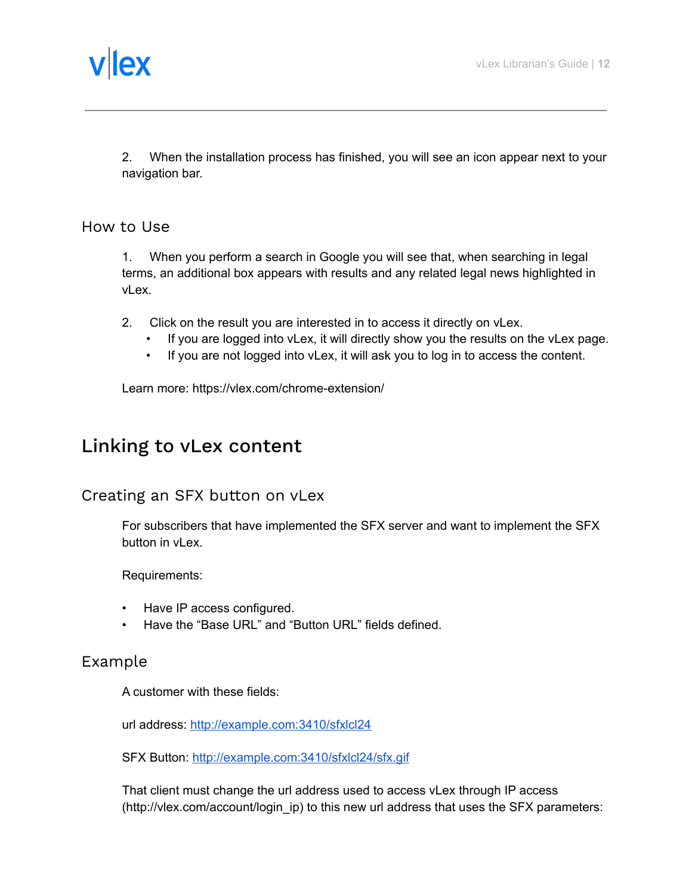2. When the installation process has finished, you will see an icon appear next to your navigation bar.

### How to Use

1. When you perform a search in Google you will see that, when searching in legal terms, an additional box appears with results and any related legal news highlighted in vLex.

2. Click on the result you are interested in to access it directly on vLex.
   - If you are logged into vLex, it will directly show you the results on the vLex page.
   - If you are not logged into vLex, it will ask you to log in to access the content.

Learn more: https://vlex.com/chrome-extension/

## Linking to vLex content

### Creating an SFX button on vLex

For subscribers that have implemented the SFX server and want to implement the SFX button in vLex.

Requirements:

- Have IP access configured.
- Have the “Base URL” and “Button URL” fields defined.

### Example

A customer with these fields:

url address: [http://example.com:3410/sfxlcl24](http://example.com:3410/sfxlcl24)

SFX Button: [http://example.com:3410/sfxlcl24/sfx.gif](http://example.com:3410/sfxlcl24/sfx.gif)

That client must change the url address used to access vLex through IP access (http://vlex.com/account/login_ip) to this new url address that uses the SFX parameters: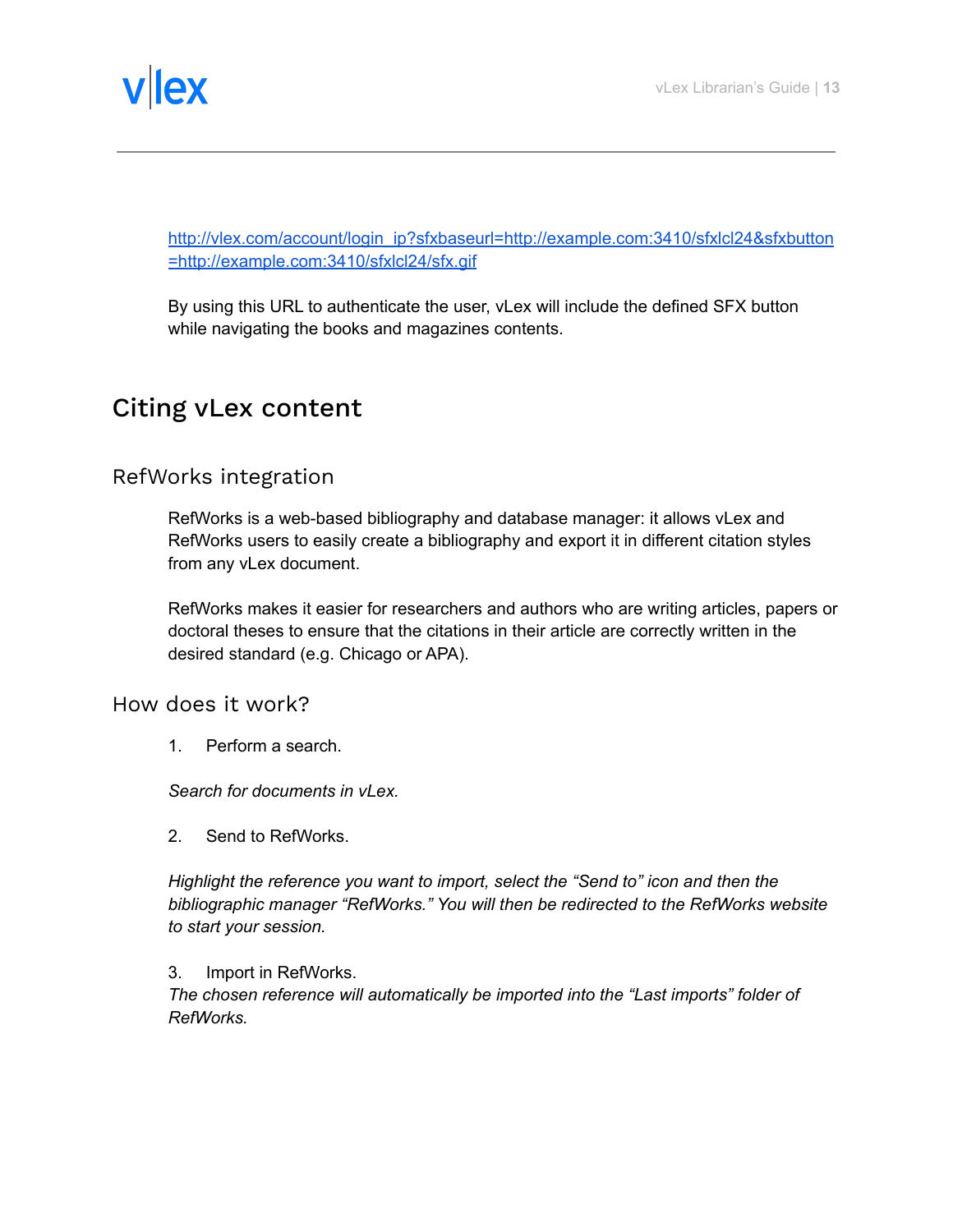http://vlex.com/account/login_ip?sfxbaseurl=http://example.com:3410/sfxlcl24&sfxbutton=http://example.com:3410/sfxlcl24/sfx.gif

By using this URL to authenticate the user, vLex will include the defined SFX button while navigating the books and magazines contents.

# Citing vLex content

## RefWorks integration

RefWorks is a web-based bibliography and database manager: it allows vLex and RefWorks users to easily create a bibliography and export it in different citation styles from any vLex document.

RefWorks makes it easier for researchers and authors who are writing articles, papers or doctoral theses to ensure that the citations in their article are correctly written in the desired standard (e.g. Chicago or APA).

## How does it work?

1. Perform a search.

*Search for documents in vLex.*

2. Send to RefWorks.

*Highlight the reference you want to import, select the "Send to" icon and then the bibliographic manager "RefWorks." You will then be redirected to the RefWorks website to start your session.*

3. Import in RefWorks.

*The chosen reference will automatically be imported into the "Last imports" folder of RefWorks.*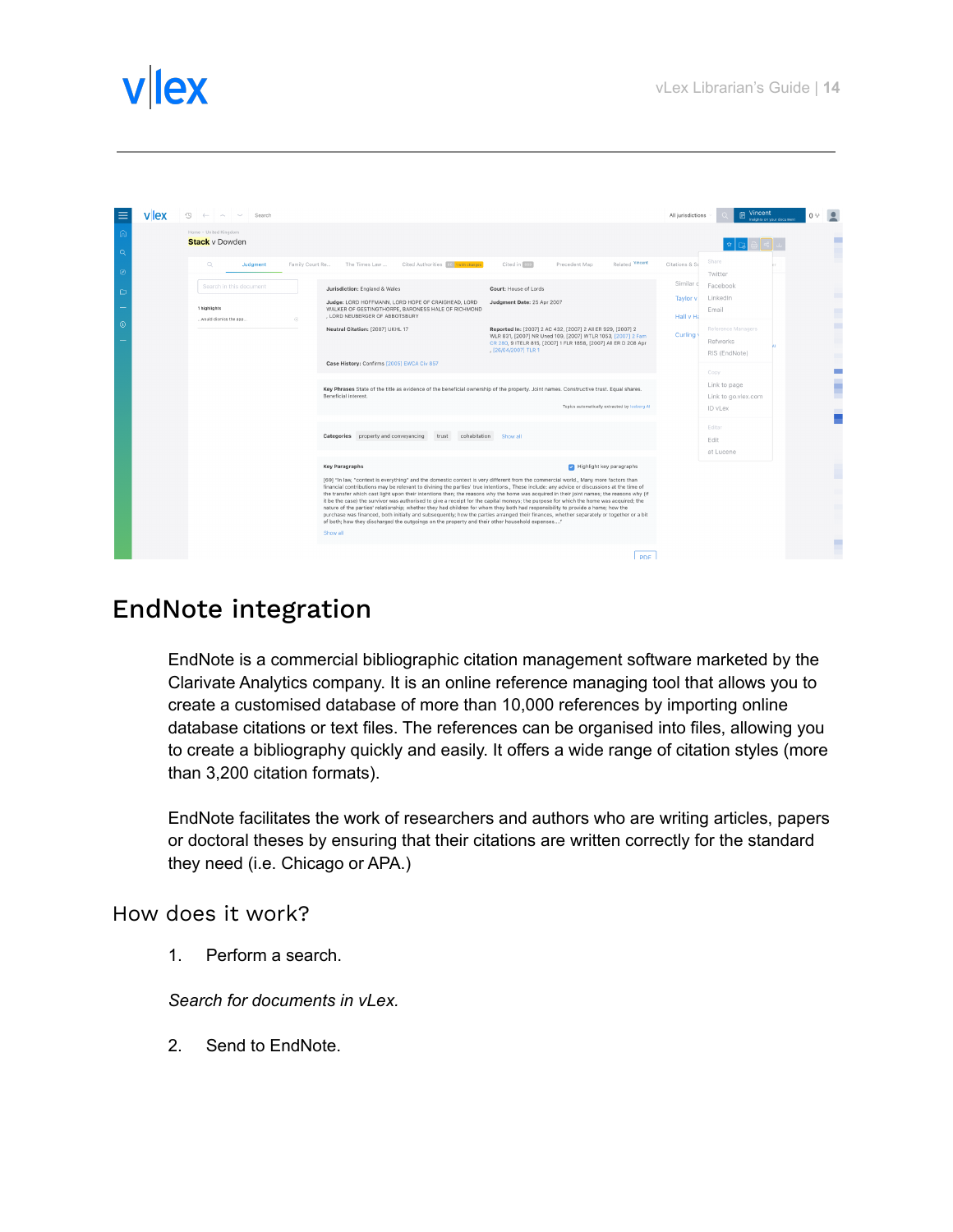# EndNote integration

EndNote is a commercial bibliographic citation management software marketed by the Clarivate Analytics company. It is an online reference managing tool that allows you to create a customised database of more than 10,000 references by importing online database citations or text files. The references can be organised into files, allowing you to create a bibliography quickly and easily. It offers a wide range of citation styles (more than 3,200 citation formats).

EndNote facilitates the work of researchers and authors who are writing articles, papers or doctoral theses by ensuring that their citations are written correctly for the standard they need (i.e. Chicago or APA.)

## How does it work?

1. Perform a search.

*Search for documents in vLex.*

2. Send to EndNote.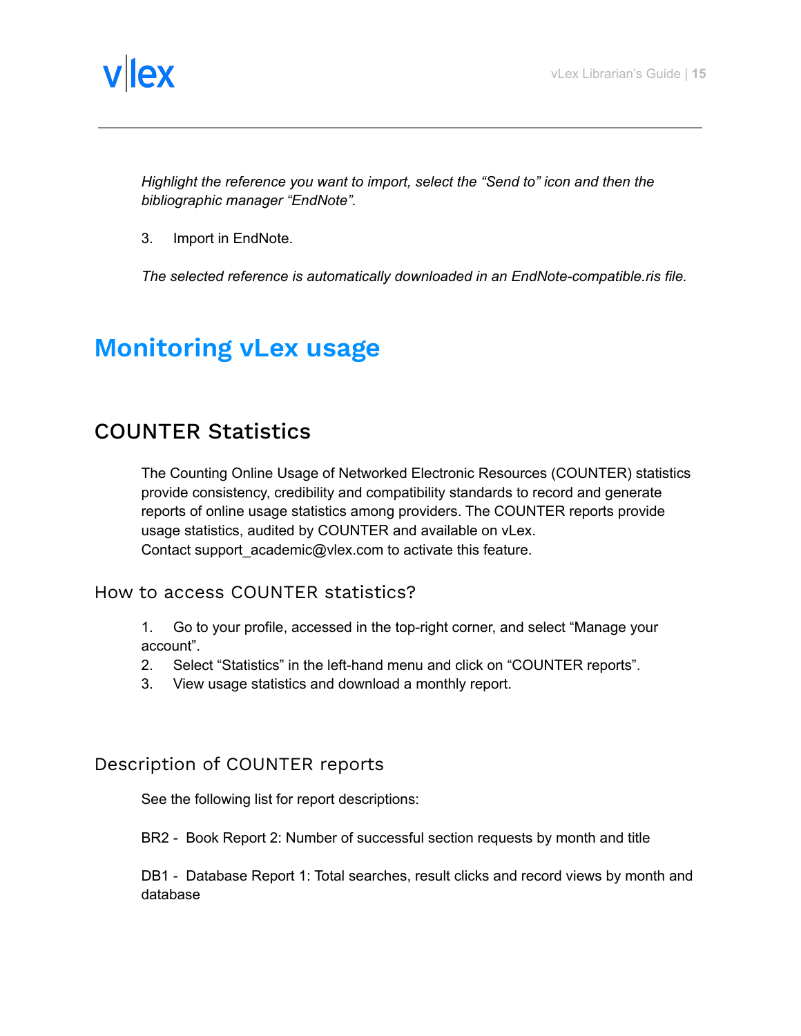*Highlight the reference you want to import, select the “Send to” icon and then the bibliographic manager “EndNote”.*

3. Import in EndNote.

*The selected reference is automatically downloaded in an EndNote-compatible.ris file.*

# Monitoring vLex usage

## COUNTER Statistics

The Counting Online Usage of Networked Electronic Resources (COUNTER) statistics provide consistency, credibility and compatibility standards to record and generate reports of online usage statistics among providers. The COUNTER reports provide usage statistics, audited by COUNTER and available on vLex.
Contact support_academic@vlex.com to activate this feature.

### How to access COUNTER statistics?

1. Go to your profile, accessed in the top-right corner, and select “Manage your account”.
2. Select “Statistics” in the left-hand menu and click on “COUNTER reports”.
3. View usage statistics and download a monthly report.

### Description of COUNTER reports

See the following list for report descriptions:

BR2 - Book Report 2: Number of successful section requests by month and title

DB1 - Database Report 1: Total searches, result clicks and record views by month and database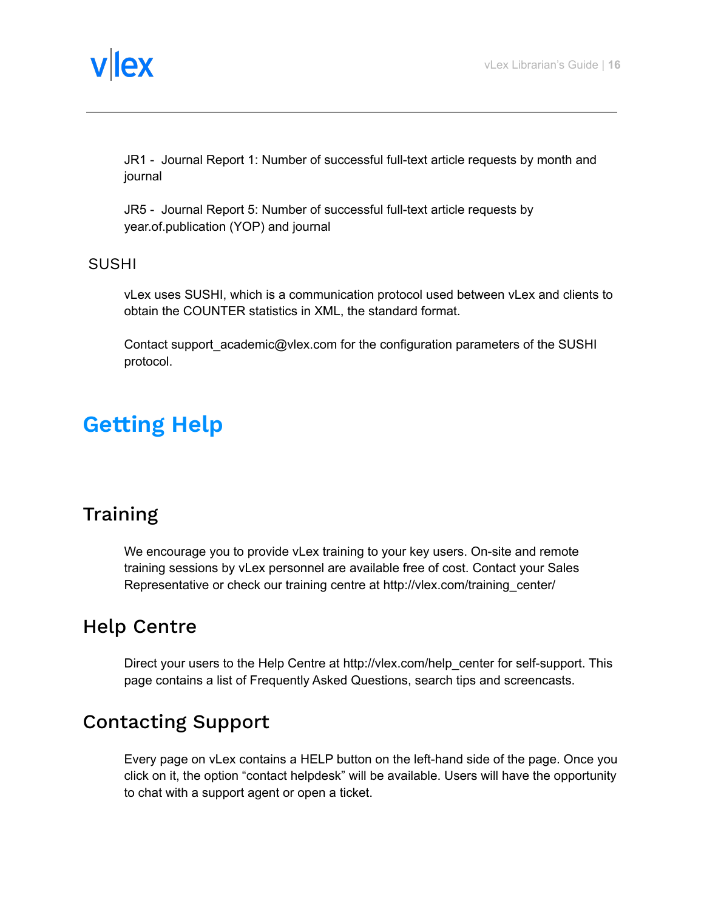JR1 - Journal Report 1: Number of successful full-text article requests by month and journal

JR5 - Journal Report 5: Number of successful full-text article requests by year.of.publication (YOP) and journal

### SUSHI

vLex uses SUSHI, which is a communication protocol used between vLex and clients to obtain the COUNTER statistics in XML, the standard format.

Contact support_academic@vlex.com for the configuration parameters of the SUSHI protocol.

# Getting Help

## Training

We encourage you to provide vLex training to your key users. On-site and remote training sessions by vLex personnel are available free of cost. Contact your Sales Representative or check our training centre at http://vlex.com/training_center/

## Help Centre

Direct your users to the Help Centre at http://vlex.com/help_center for self-support. This page contains a list of Frequently Asked Questions, search tips and screencasts.

## Contacting Support

Every page on vLex contains a HELP button on the left-hand side of the page. Once you click on it, the option "contact helpdesk" will be available. Users will have the opportunity to chat with a support agent or open a ticket.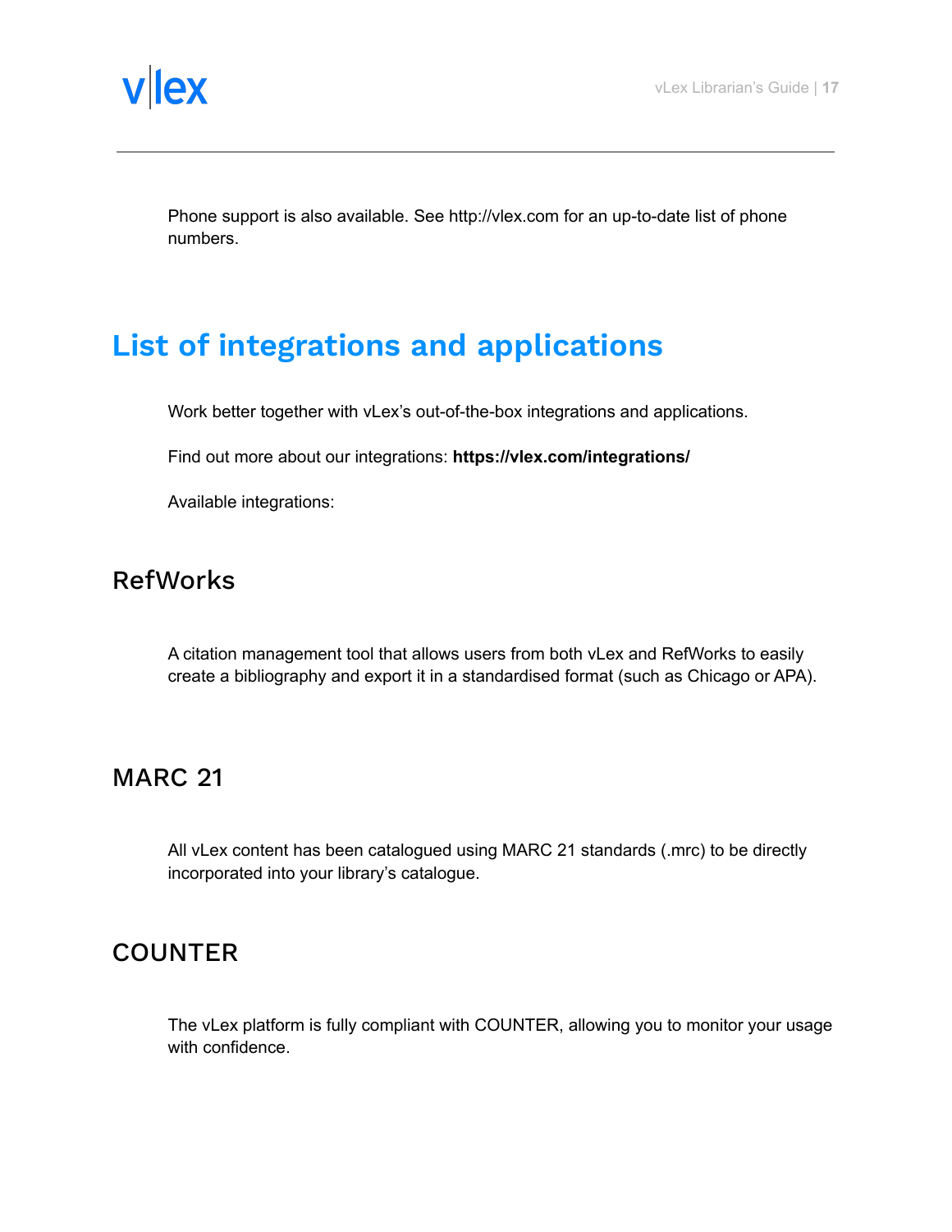Phone support is also available. See http://vlex.com for an up-to-date list of phone numbers.

# List of integrations and applications

Work better together with vLex's out-of-the-box integrations and applications.

Find out more about our integrations: **https://vlex.com/integrations/**

Available integrations:

## RefWorks

A citation management tool that allows users from both vLex and RefWorks to easily create a bibliography and export it in a standardised format (such as Chicago or APA).

## MARC 21

All vLex content has been catalogued using MARC 21 standards (.mrc) to be directly incorporated into your library's catalogue.

## COUNTER

The vLex platform is fully compliant with COUNTER, allowing you to monitor your usage with confidence.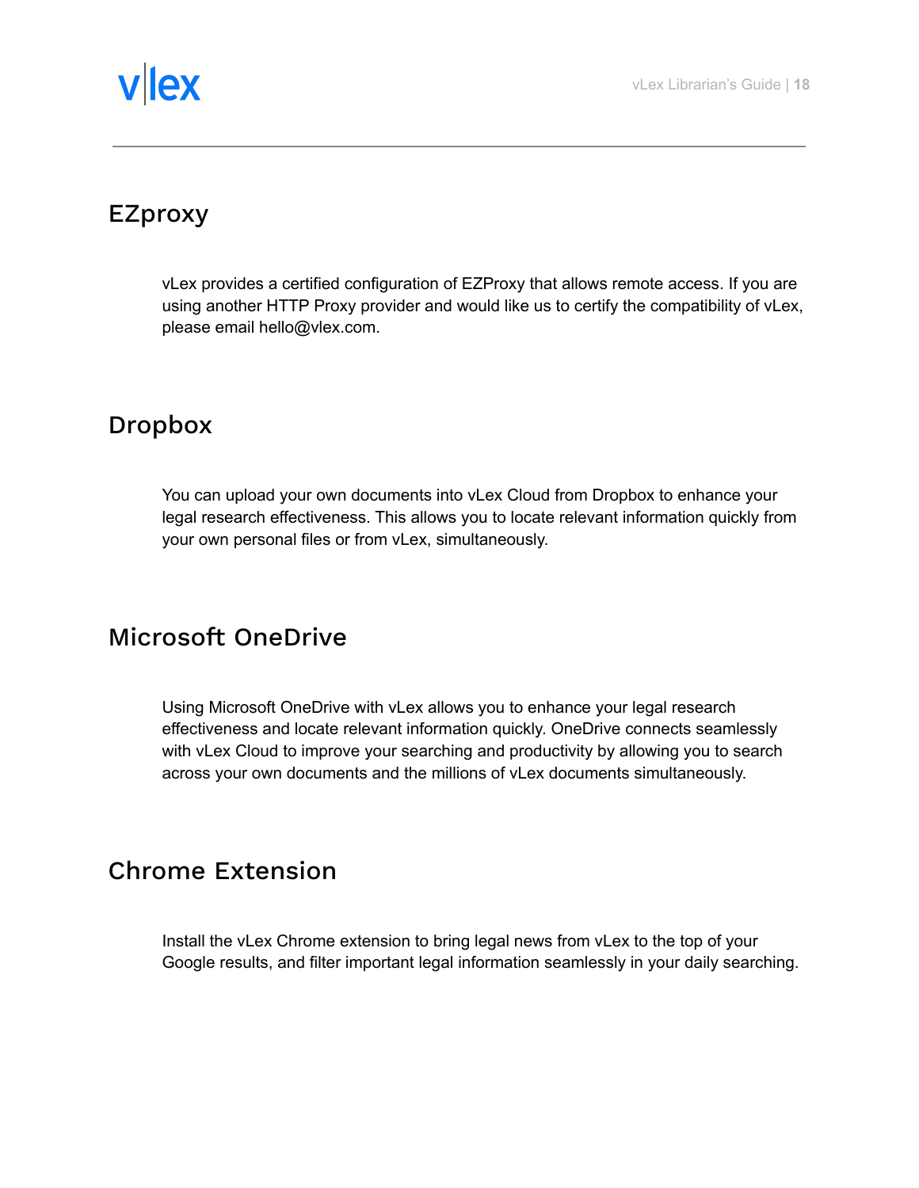## EZproxy

vLex provides a certified configuration of EZProxy that allows remote access. If you are using another HTTP Proxy provider and would like us to certify the compatibility of vLex, please email hello@vlex.com.

## Dropbox

You can upload your own documents into vLex Cloud from Dropbox to enhance your legal research effectiveness. This allows you to locate relevant information quickly from your own personal files or from vLex, simultaneously.

## Microsoft OneDrive

Using Microsoft OneDrive with vLex allows you to enhance your legal research effectiveness and locate relevant information quickly. OneDrive connects seamlessly with vLex Cloud to improve your searching and productivity by allowing you to search across your own documents and the millions of vLex documents simultaneously.

## Chrome Extension

Install the vLex Chrome extension to bring legal news from vLex to the top of your Google results, and filter important legal information seamlessly in your daily searching.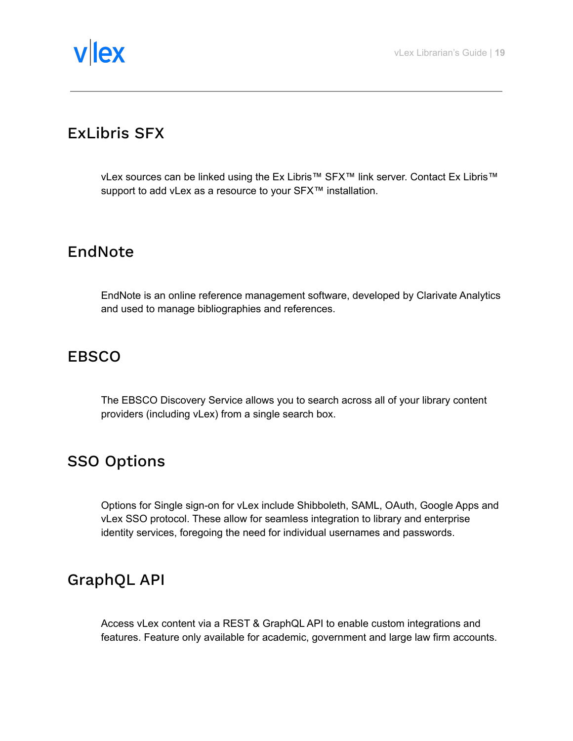## ExLibris SFX

vLex sources can be linked using the Ex Libris™ SFX™ link server. Contact Ex Libris™ support to add vLex as a resource to your SFX™ installation.

## EndNote

EndNote is an online reference management software, developed by Clarivate Analytics and used to manage bibliographies and references.

## EBSCO

The EBSCO Discovery Service allows you to search across all of your library content providers (including vLex) from a single search box.

## SSO Options

Options for Single sign-on for vLex include Shibboleth, SAML, OAuth, Google Apps and vLex SSO protocol. These allow for seamless integration to library and enterprise identity services, foregoing the need for individual usernames and passwords.

## GraphQL API

Access vLex content via a REST & GraphQL API to enable custom integrations and features. Feature only available for academic, government and large law firm accounts.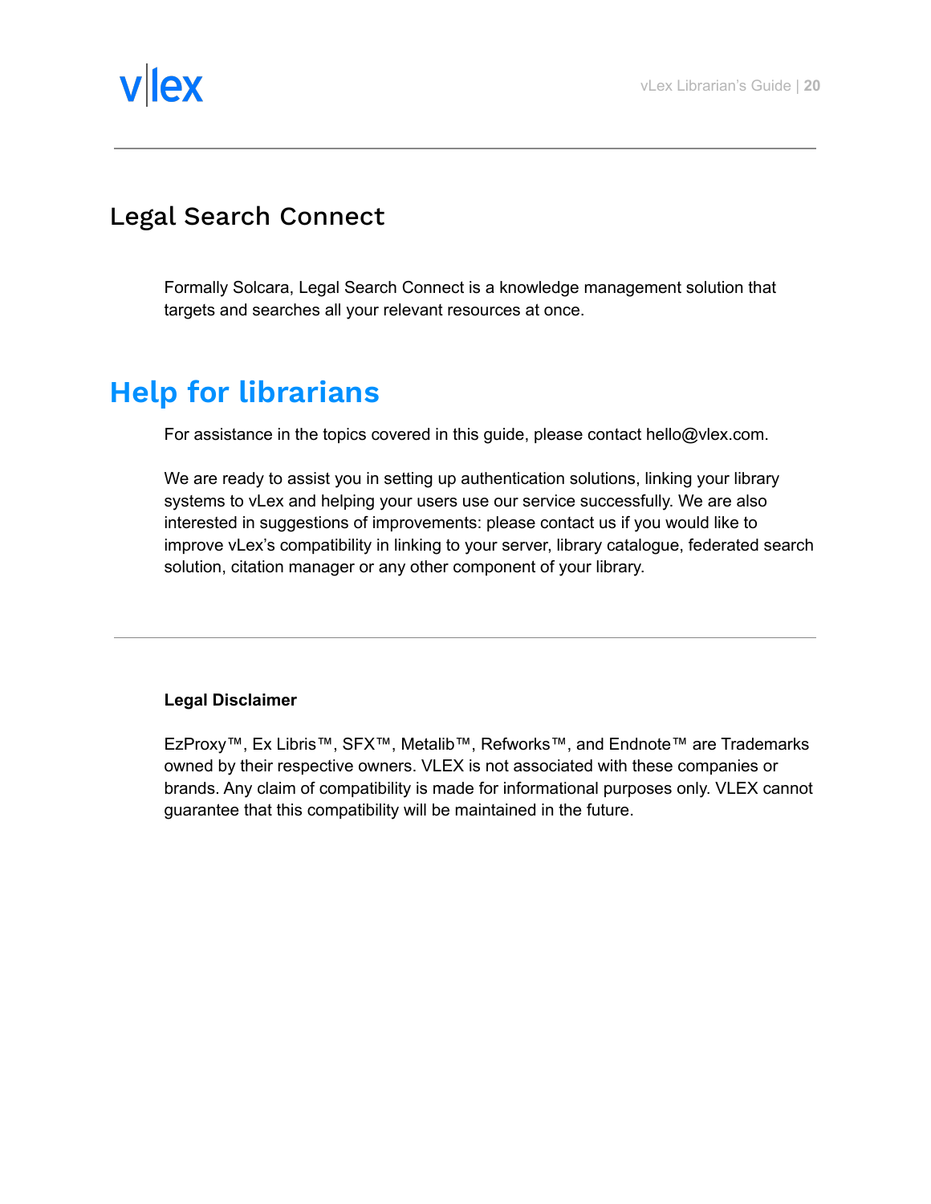## Legal Search Connect

Formally Solcara, Legal Search Connect is a knowledge management solution that targets and searches all your relevant resources at once.

# Help for librarians

For assistance in the topics covered in this guide, please contact hello@vlex.com.

We are ready to assist you in setting up authentication solutions, linking your library systems to vLex and helping your users use our service successfully. We are also interested in suggestions of improvements: please contact us if you would like to improve vLex's compatibility in linking to your server, library catalogue, federated search solution, citation manager or any other component of your library.

---

**Legal Disclaimer**

EzProxy™, Ex Libris™, SFX™, Metalib™, Refworks™, and Endnote™ are Trademarks owned by their respective owners. VLEX is not associated with these companies or brands. Any claim of compatibility is made for informational purposes only. VLEX cannot guarantee that this compatibility will be maintained in the future.